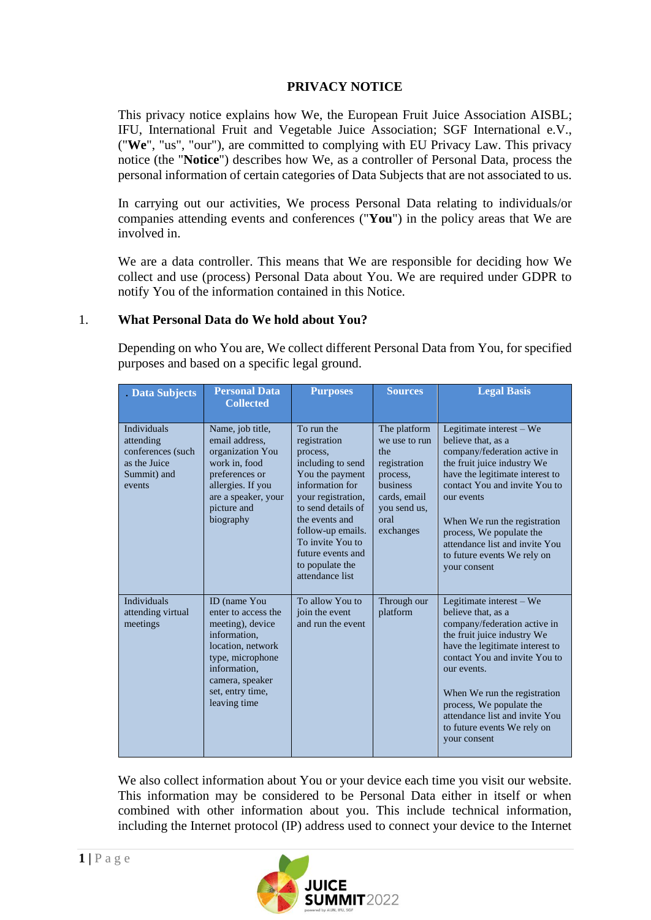**PRIVACY NOTICE**

This privacy notice explains how We, the European Fruit Juice Association AISBL; IFU, International Fruit and Vegetable Juice Association; SGF International e.V., ("**We**", "us", "our"), are committed to complying with EU Privacy Law. This privacy notice (the "**Notice**") describes how We, as a controller of Personal Data, process the personal information of certain categories of Data Subjects that are not associated to us.

In carrying out our activities, We process Personal Data relating to individuals/or companies attending events and conferences ("**You**") in the policy areas that We are involved in.

We are a data controller. This means that We are responsible for deciding how We collect and use (process) Personal Data about You. We are required under GDPR to notify You of the information contained in this Notice.

## 1. What Personal Data do We hold about You?

Depending on who You are, We collect different Personal Data from You, for specified purposes and based on a specific legal ground.

| . Data Subjects | Personal Data Collected | Purposes | Sources | Legal Basis |
|---|---|---|---|---|
| Individuals attending conferences (such as the Juice Summit) and events | Name, job title, email address, organization You work in, food preferences or allergies. If you are a speaker, your picture and biography | To run the registration process, including to send You the payment information for your registration, to send details of the events and follow-up emails. To invite You to future events and to populate the attendance list | The platform we use to run the registration process, business cards, email you send us, oral exchanges | Legitimate interest – We believe that, as a company/federation active in the fruit juice industry We have the legitimate interest to contact You and invite You to our events<br><br>When We run the registration process, We populate the attendance list and invite You to future events We rely on your consent |
| Individuals attending virtual meetings | ID (name You enter to access the meeting), device information, location, network type, microphone information, camera, speaker set, entry time, leaving time | To allow You to join the event and run the event | Through our platform | Legitimate interest – We believe that, as a company/federation active in the fruit juice industry We have the legitimate interest to contact You and invite You to our events.<br><br>When We run the registration process, We populate the attendance list and invite You to future events We rely on your consent |

We also collect information about You or your device each time you visit our website. This information may be considered to be Personal Data either in itself or when combined with other information about you. This include technical information, including the Internet protocol (IP) address used to connect your device to the Internet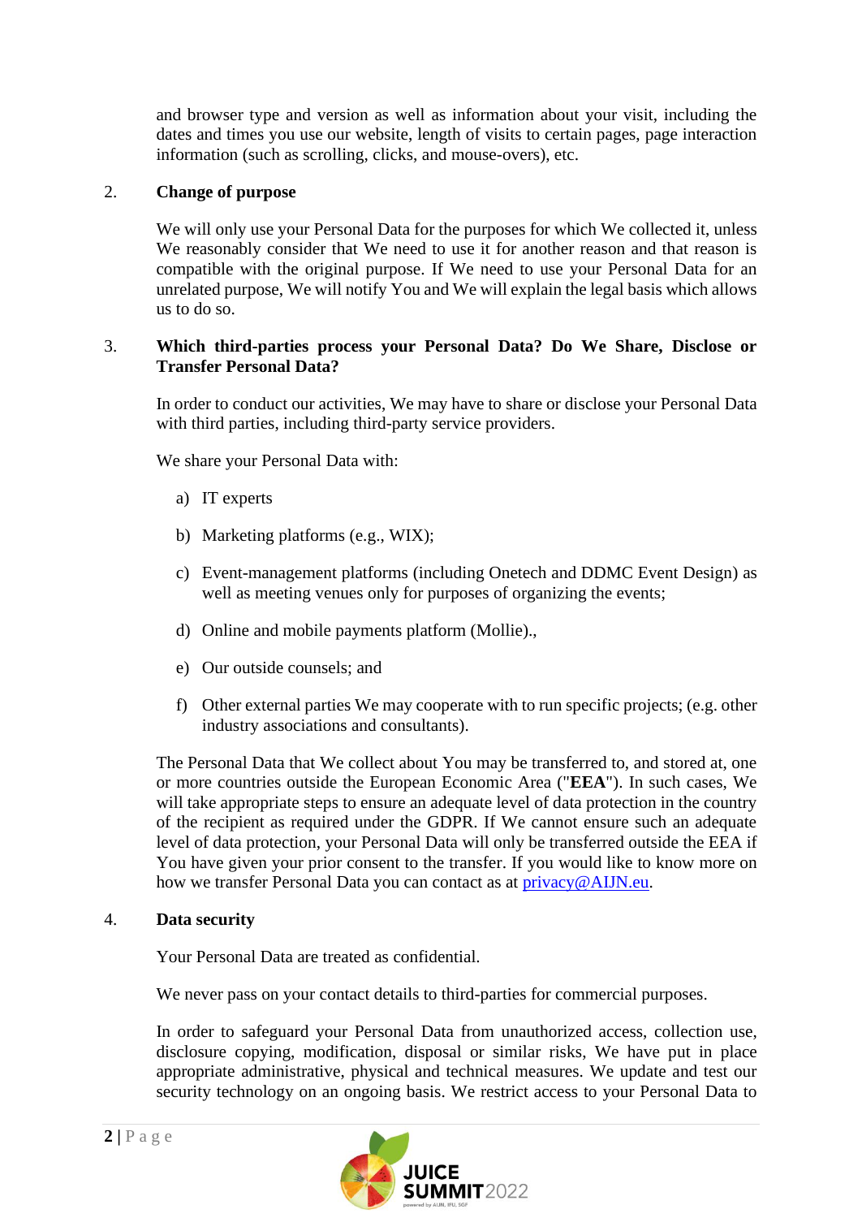and browser type and version as well as information about your visit, including the dates and times you use our website, length of visits to certain pages, page interaction information (such as scrolling, clicks, and mouse-overs), etc.

## 2. Change of purpose

We will only use your Personal Data for the purposes for which We collected it, unless We reasonably consider that We need to use it for another reason and that reason is compatible with the original purpose. If We need to use your Personal Data for an unrelated purpose, We will notify You and We will explain the legal basis which allows us to do so.

## 3. Which third-parties process your Personal Data? Do We Share, Disclose or Transfer Personal Data?

In order to conduct our activities, We may have to share or disclose your Personal Data with third parties, including third-party service providers.

We share your Personal Data with:

a) IT experts

b) Marketing platforms (e.g., WIX);

c) Event-management platforms (including Onetech and DDMC Event Design) as well as meeting venues only for purposes of organizing the events;

d) Online and mobile payments platform (Mollie).,

e) Our outside counsels; and

f) Other external parties We may cooperate with to run specific projects; (e.g. other industry associations and consultants).

The Personal Data that We collect about You may be transferred to, and stored at, one or more countries outside the European Economic Area ("**EEA**"). In such cases, We will take appropriate steps to ensure an adequate level of data protection in the country of the recipient as required under the GDPR. If We cannot ensure such an adequate level of data protection, your Personal Data will only be transferred outside the EEA if You have given your prior consent to the transfer. If you would like to know more on how we transfer Personal Data you can contact as at privacy@AIJN.eu.

## 4. Data security

Your Personal Data are treated as confidential.

We never pass on your contact details to third-parties for commercial purposes.

In order to safeguard your Personal Data from unauthorized access, collection use, disclosure copying, modification, disposal or similar risks, We have put in place appropriate administrative, physical and technical measures. We update and test our security technology on an ongoing basis. We restrict access to your Personal Data to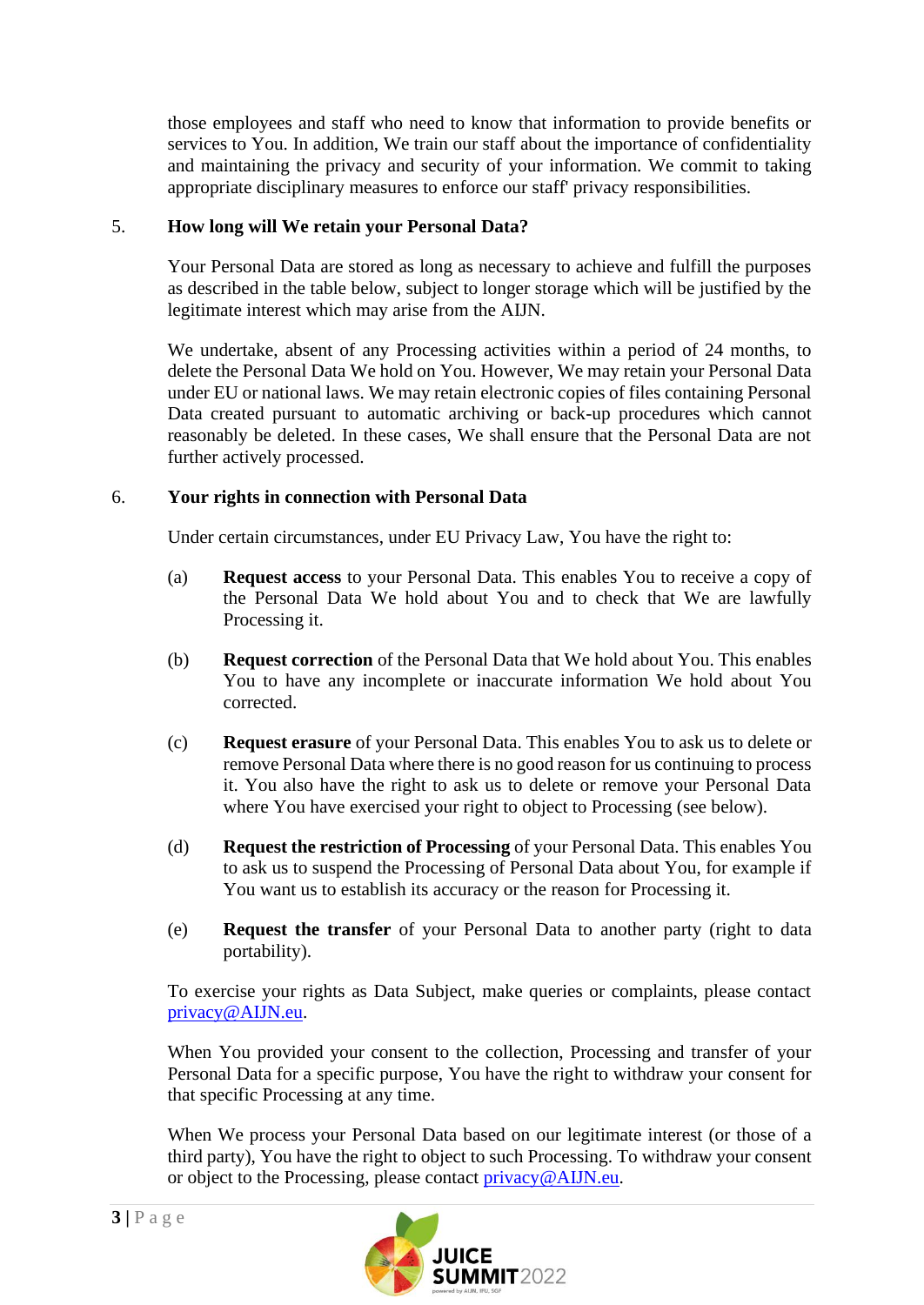those employees and staff who need to know that information to provide benefits or services to You. In addition, We train our staff about the importance of confidentiality and maintaining the privacy and security of your information. We commit to taking appropriate disciplinary measures to enforce our staff' privacy responsibilities.

## 5. How long will We retain your Personal Data?

Your Personal Data are stored as long as necessary to achieve and fulfill the purposes as described in the table below, subject to longer storage which will be justified by the legitimate interest which may arise from the AIJN.

We undertake, absent of any Processing activities within a period of 24 months, to delete the Personal Data We hold on You. However, We may retain your Personal Data under EU or national laws. We may retain electronic copies of files containing Personal Data created pursuant to automatic archiving or back-up procedures which cannot reasonably be deleted. In these cases, We shall ensure that the Personal Data are not further actively processed.

## 6. Your rights in connection with Personal Data

Under certain circumstances, under EU Privacy Law, You have the right to:

(a) **Request access** to your Personal Data. This enables You to receive a copy of the Personal Data We hold about You and to check that We are lawfully Processing it.

(b) **Request correction** of the Personal Data that We hold about You. This enables You to have any incomplete or inaccurate information We hold about You corrected.

(c) **Request erasure** of your Personal Data. This enables You to ask us to delete or remove Personal Data where there is no good reason for us continuing to process it. You also have the right to ask us to delete or remove your Personal Data where You have exercised your right to object to Processing (see below).

(d) **Request the restriction of Processing** of your Personal Data. This enables You to ask us to suspend the Processing of Personal Data about You, for example if You want us to establish its accuracy or the reason for Processing it.

(e) **Request the transfer** of your Personal Data to another party (right to data portability).

To exercise your rights as Data Subject, make queries or complaints, please contact privacy@AIJN.eu.

When You provided your consent to the collection, Processing and transfer of your Personal Data for a specific purpose, You have the right to withdraw your consent for that specific Processing at any time.

When We process your Personal Data based on our legitimate interest (or those of a third party), You have the right to object to such Processing. To withdraw your consent or object to the Processing, please contact privacy@AIJN.eu.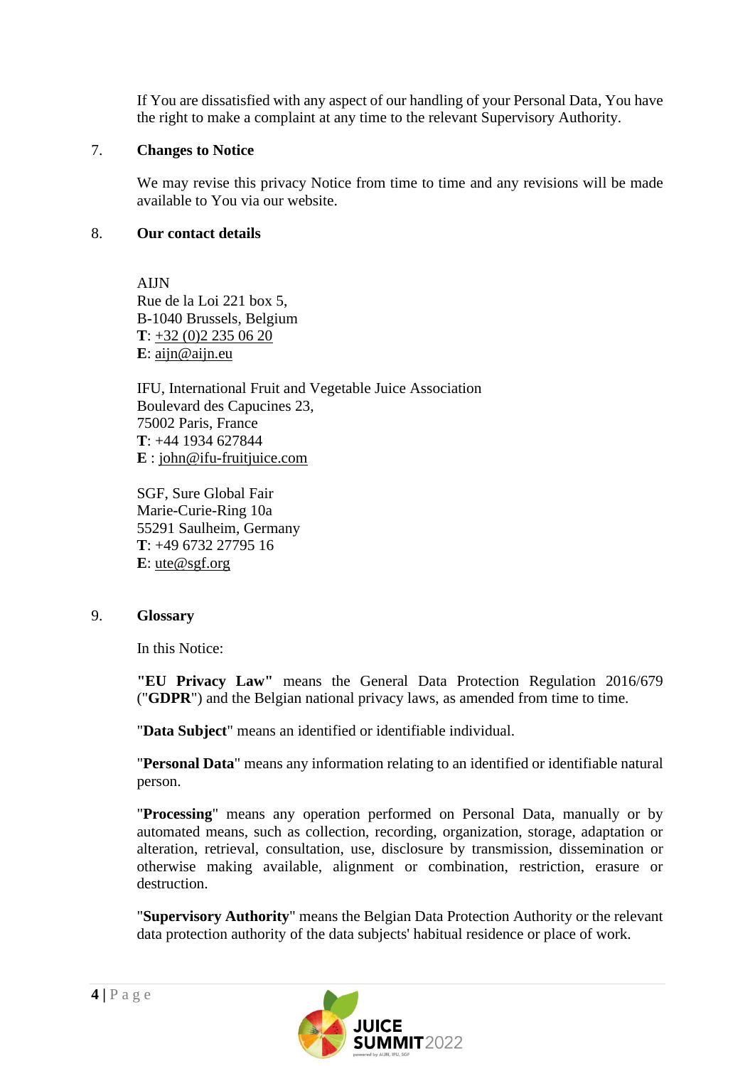If You are dissatisfied with any aspect of our handling of your Personal Data, You have the right to make a complaint at any time to the relevant Supervisory Authority.

## 7. Changes to Notice

We may revise this privacy Notice from time to time and any revisions will be made available to You via our website.

## 8. Our contact details

AIJN
Rue de la Loi 221 box 5,
B-1040 Brussels, Belgium
**T**: +32 (0)2 235 06 20
**E**: aijn@aijn.eu

IFU, International Fruit and Vegetable Juice Association
Boulevard des Capucines 23,
75002 Paris, France
**T**: +44 1934 627844
**E** : john@ifu-fruitjuice.com

SGF, Sure Global Fair
Marie-Curie-Ring 10a
55291 Saulheim, Germany
**T**: +49 6732 27795 16
**E**: ute@sgf.org

## 9. Glossary

In this Notice:

**"EU Privacy Law"** means the General Data Protection Regulation 2016/679 ("**GDPR**") and the Belgian national privacy laws, as amended from time to time.

"**Data Subject**" means an identified or identifiable individual.

"**Personal Data**" means any information relating to an identified or identifiable natural person.

"**Processing**" means any operation performed on Personal Data, manually or by automated means, such as collection, recording, organization, storage, adaptation or alteration, retrieval, consultation, use, disclosure by transmission, dissemination or otherwise making available, alignment or combination, restriction, erasure or destruction.

"**Supervisory Authority**" means the Belgian Data Protection Authority or the relevant data protection authority of the data subjects' habitual residence or place of work.